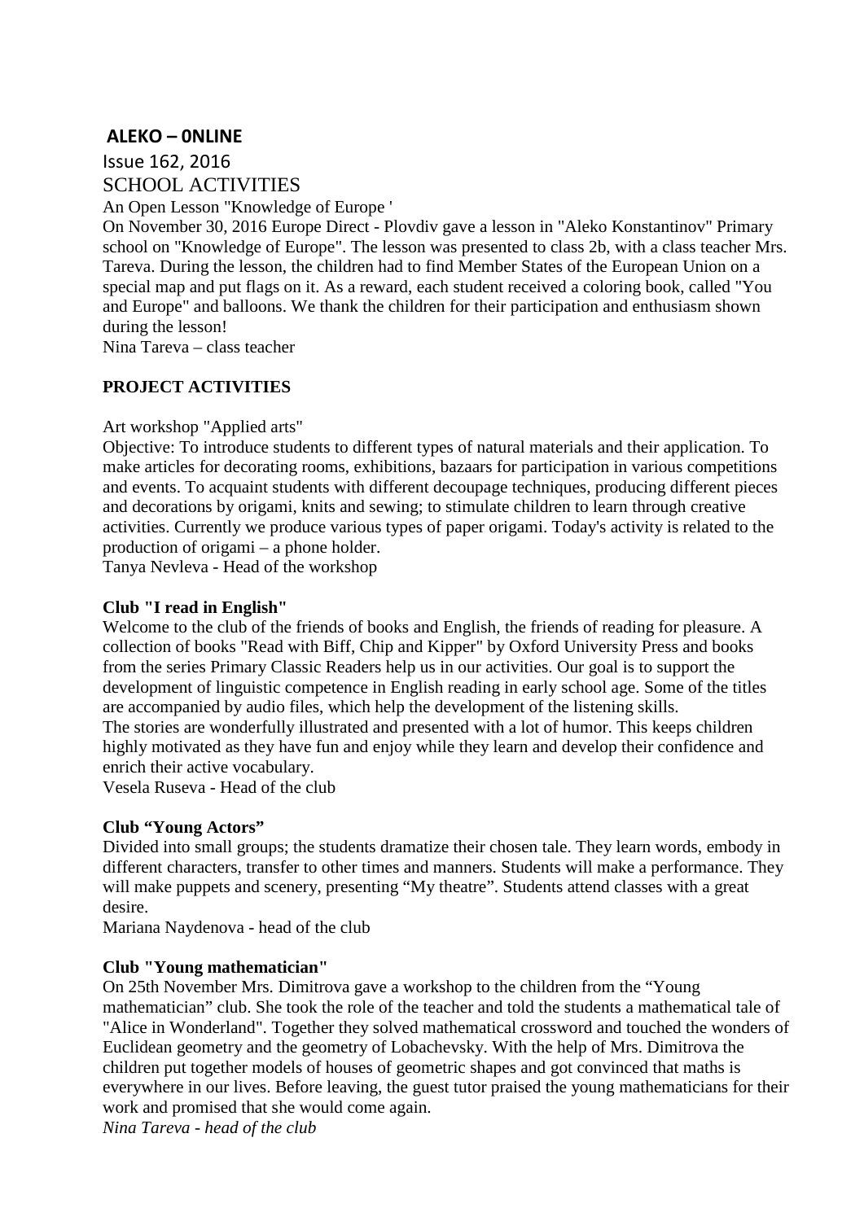## ALEKO – 0NLINE

Issue 162, 2016

### SCHOOL ACTIVITIES

An Open Lesson "Knowledge of Europe '

On November 30, 2016 Europe Direct - Plovdiv gave a lesson in "Aleko Konstantinov" Primary school on "Knowledge of Europe". The lesson was presented to class 2b, with a class teacher Mrs. Tareva. During the lesson, the children had to find Member States of the European Union on a special map and put flags on it. As a reward, each student received a coloring book, called "You and Europe" and balloons. We thank the children for their participation and enthusiasm shown during the lesson!

Nina Tareva – class teacher

### PROJECT ACTIVITIES

Art workshop "Applied arts"

Objective: To introduce students to different types of natural materials and their application. To make articles for decorating rooms, exhibitions, bazaars for participation in various competitions and events. To acquaint students with different decoupage techniques, producing different pieces and decorations by origami, knits and sewing; to stimulate children to learn through creative activities. Currently we produce various types of paper origami. Today's activity is related to the production of origami – a phone holder.

Tanya Nevleva - Head of the workshop

**Club "I read in English"**

Welcome to the club of the friends of books and English, the friends of reading for pleasure. A collection of books "Read with Biff, Chip and Kipper" by Oxford University Press and books from the series Primary Classic Readers help us in our activities. Our goal is to support the development of linguistic competence in English reading in early school age. Some of the titles are accompanied by audio files, which help the development of the listening skills.

The stories are wonderfully illustrated and presented with a lot of humor. This keeps children highly motivated as they have fun and enjoy while they learn and develop their confidence and enrich their active vocabulary.

Vesela Ruseva - Head of the club

**Club "Young Actors"**

Divided into small groups; the students dramatize their chosen tale. They learn words, embody in different characters, transfer to other times and manners. Students will make a performance. They will make puppets and scenery, presenting "My theatre". Students attend classes with a great desire.

Mariana Naydenova - head of the club

**Club "Young mathematician"**

On 25th November Mrs. Dimitrova gave a workshop to the children from the "Young mathematician" club. She took the role of the teacher and told the students a mathematical tale of "Alice in Wonderland". Together they solved mathematical crossword and touched the wonders of Euclidean geometry and the geometry of Lobachevsky. With the help of Mrs. Dimitrova the children put together models of houses of geometric shapes and got convinced that maths is everywhere in our lives. Before leaving, the guest tutor praised the young mathematicians for their work and promised that she would come again.

*Nina Tareva - head of the club*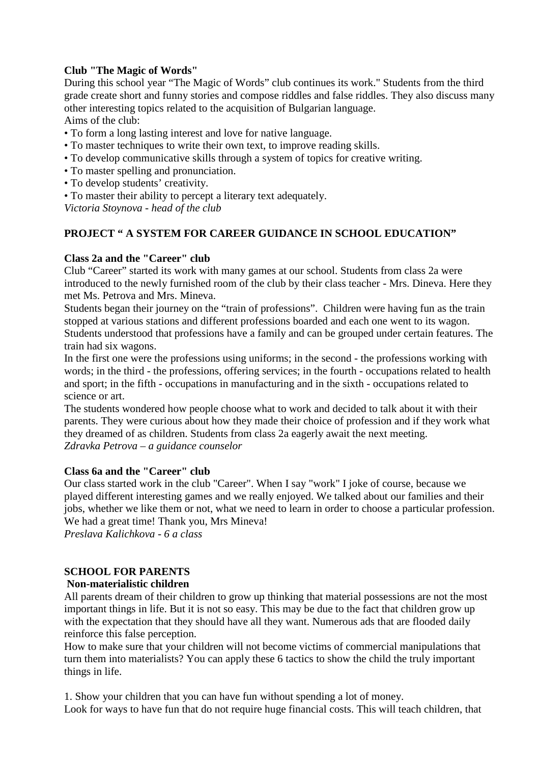**Club "The Magic of Words"**

During this school year "The Magic of Words" club continues its work." Students from the third grade create short and funny stories and compose riddles and false riddles. They also discuss many other interesting topics related to the acquisition of Bulgarian language.

Aims of the club:

- To form a long lasting interest and love for native language.
- To master techniques to write their own text, to improve reading skills.
- To develop communicative skills through a system of topics for creative writing.
- To master spelling and pronunciation.
- To develop students' creativity.
- To master their ability to percept a literary text adequately.

*Victoria Stoynova - head of the club*

**PROJECT " A SYSTEM FOR CAREER GUIDANCE IN SCHOOL EDUCATION"**

**Class 2a and the "Career" club**

Club "Career" started its work with many games at our school. Students from class 2a were introduced to the newly furnished room of the club by their class teacher - Mrs. Dineva. Here they met Ms. Petrova and Mrs. Mineva.

Students began their journey on the "train of professions". Children were having fun as the train stopped at various stations and different professions boarded and each one went to its wagon. Students understood that professions have a family and can be grouped under certain features. The train had six wagons.

In the first one were the professions using uniforms; in the second - the professions working with words; in the third - the professions, offering services; in the fourth - occupations related to health and sport; in the fifth - occupations in manufacturing and in the sixth - occupations related to science or art.

The students wondered how people choose what to work and decided to talk about it with their parents. They were curious about how they made their choice of profession and if they work what they dreamed of as children. Students from class 2a eagerly await the next meeting.

*Zdravka Petrova – a guidance counselor*

**Class 6a and the "Career" club**

Our class started work in the club "Career". When I say "work" I joke of course, because we played different interesting games and we really enjoyed. We talked about our families and their jobs, whether we like them or not, what we need to learn in order to choose a particular profession. We had a great time! Thank you, Mrs Mineva!

*Preslava Kalichkova - 6 a class*

**SCHOOL FOR PARENTS**

**Non-materialistic children**

All parents dream of their children to grow up thinking that material possessions are not the most important things in life. But it is not so easy. This may be due to the fact that children grow up with the expectation that they should have all they want. Numerous ads that are flooded daily reinforce this false perception.

How to make sure that your children will not become victims of commercial manipulations that turn them into materialists? You can apply these 6 tactics to show the child the truly important things in life.

1. Show your children that you can have fun without spending a lot of money.

Look for ways to have fun that do not require huge financial costs. This will teach children, that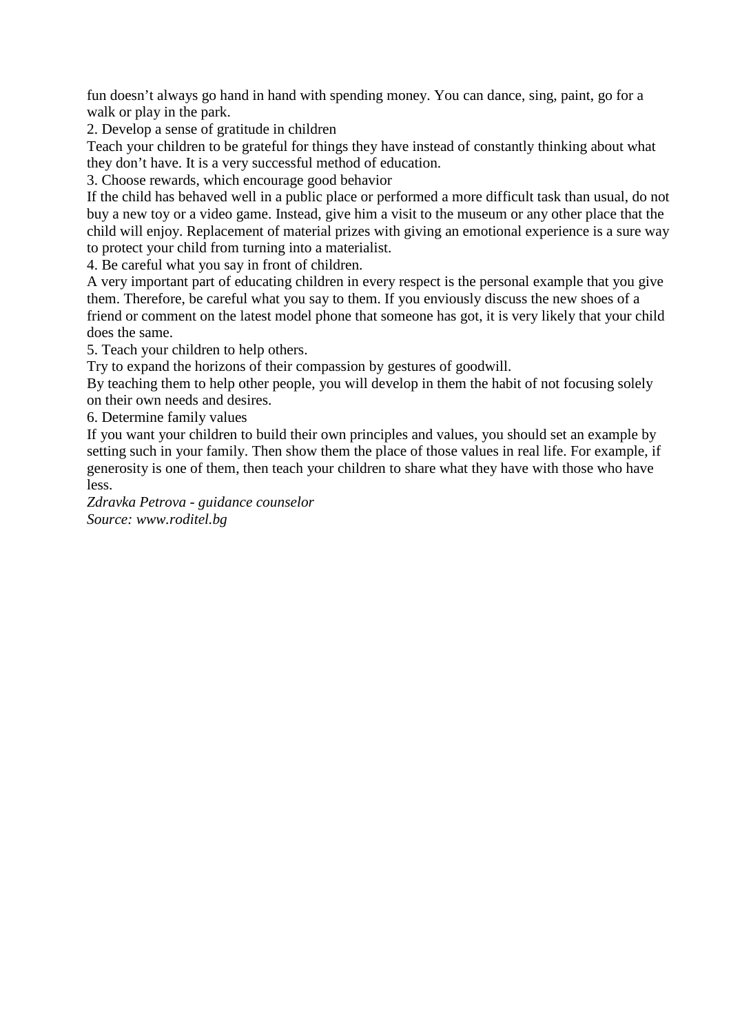fun doesn't always go hand in hand with spending money. You can dance, sing, paint, go for a walk or play in the park.

2. Develop a sense of gratitude in children

Teach your children to be grateful for things they have instead of constantly thinking about what they don't have. It is a very successful method of education.

3. Choose rewards, which encourage good behavior

If the child has behaved well in a public place or performed a more difficult task than usual, do not buy a new toy or a video game. Instead, give him a visit to the museum or any other place that the child will enjoy. Replacement of material prizes with giving an emotional experience is a sure way to protect your child from turning into a materialist.

4. Be careful what you say in front of children.

A very important part of educating children in every respect is the personal example that you give them. Therefore, be careful what you say to them. If you enviously discuss the new shoes of a friend or comment on the latest model phone that someone has got, it is very likely that your child does the same.

5. Teach your children to help others.

Try to expand the horizons of their compassion by gestures of goodwill.

By teaching them to help other people, you will develop in them the habit of not focusing solely on their own needs and desires.

6. Determine family values

If you want your children to build their own principles and values, you should set an example by setting such in your family. Then show them the place of those values in real life. For example, if generosity is one of them, then teach your children to share what they have with those who have less.

*Zdravka Petrova - guidance counselor*

*Source: www.roditel.bg*